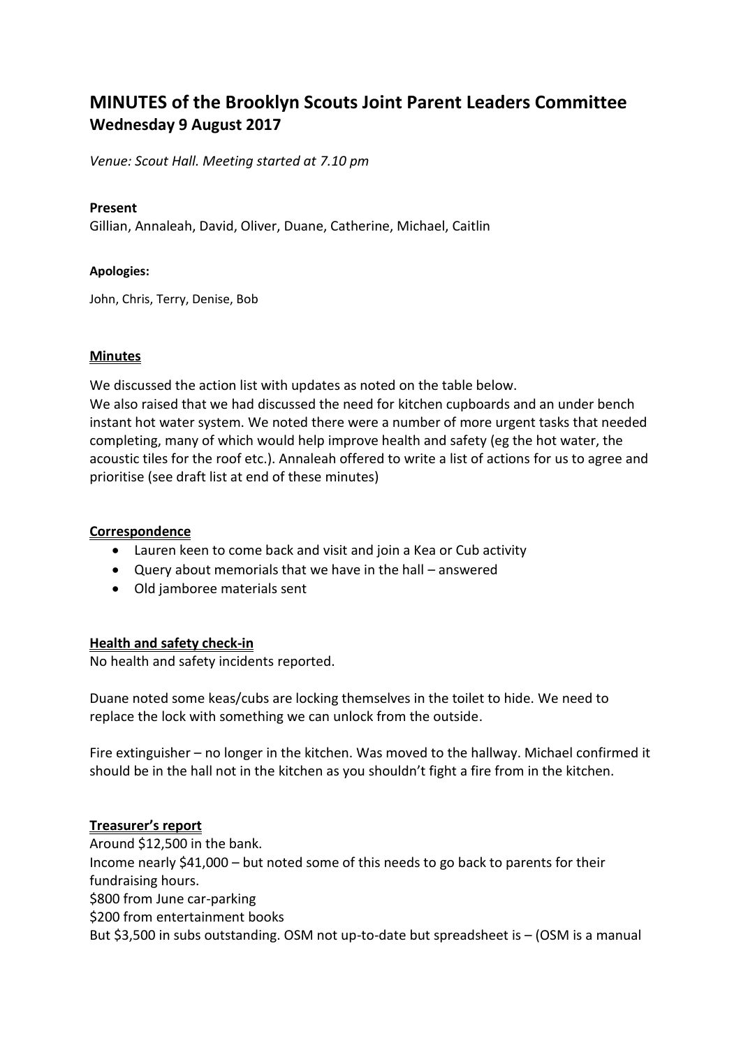# MINUTES of the Brooklyn Scouts Joint Parent Leaders Committee
## Wednesday 9 August 2017

*Venue: Scout Hall. Meeting started at 7.10 pm*

**Present**

Gillian, Annaleah, David, Oliver, Duane, Catherine, Michael, Caitlin

**Apologies:**

John, Chris, Terry, Denise, Bob

**Minutes**

We discussed the action list with updates as noted on the table below.
We also raised that we had discussed the need for kitchen cupboards and an under bench instant hot water system. We noted there were a number of more urgent tasks that needed completing, many of which would help improve health and safety (eg the hot water, the acoustic tiles for the roof etc.). Annaleah offered to write a list of actions for us to agree and prioritise (see draft list at end of these minutes)

**Correspondence**

- Lauren keen to come back and visit and join a Kea or Cub activity
- Query about memorials that we have in the hall – answered
- Old jamboree materials sent

**Health and safety check-in**

No health and safety incidents reported.

Duane noted some keas/cubs are locking themselves in the toilet to hide. We need to replace the lock with something we can unlock from the outside.

Fire extinguisher – no longer in the kitchen. Was moved to the hallway. Michael confirmed it should be in the hall not in the kitchen as you shouldn't fight a fire from in the kitchen.

**Treasurer's report**

Around $12,500 in the bank.
Income nearly $41,000 – but noted some of this needs to go back to parents for their fundraising hours.
$800 from June car-parking
$200 from entertainment books
But $3,500 in subs outstanding. OSM not up-to-date but spreadsheet is – (OSM is a manual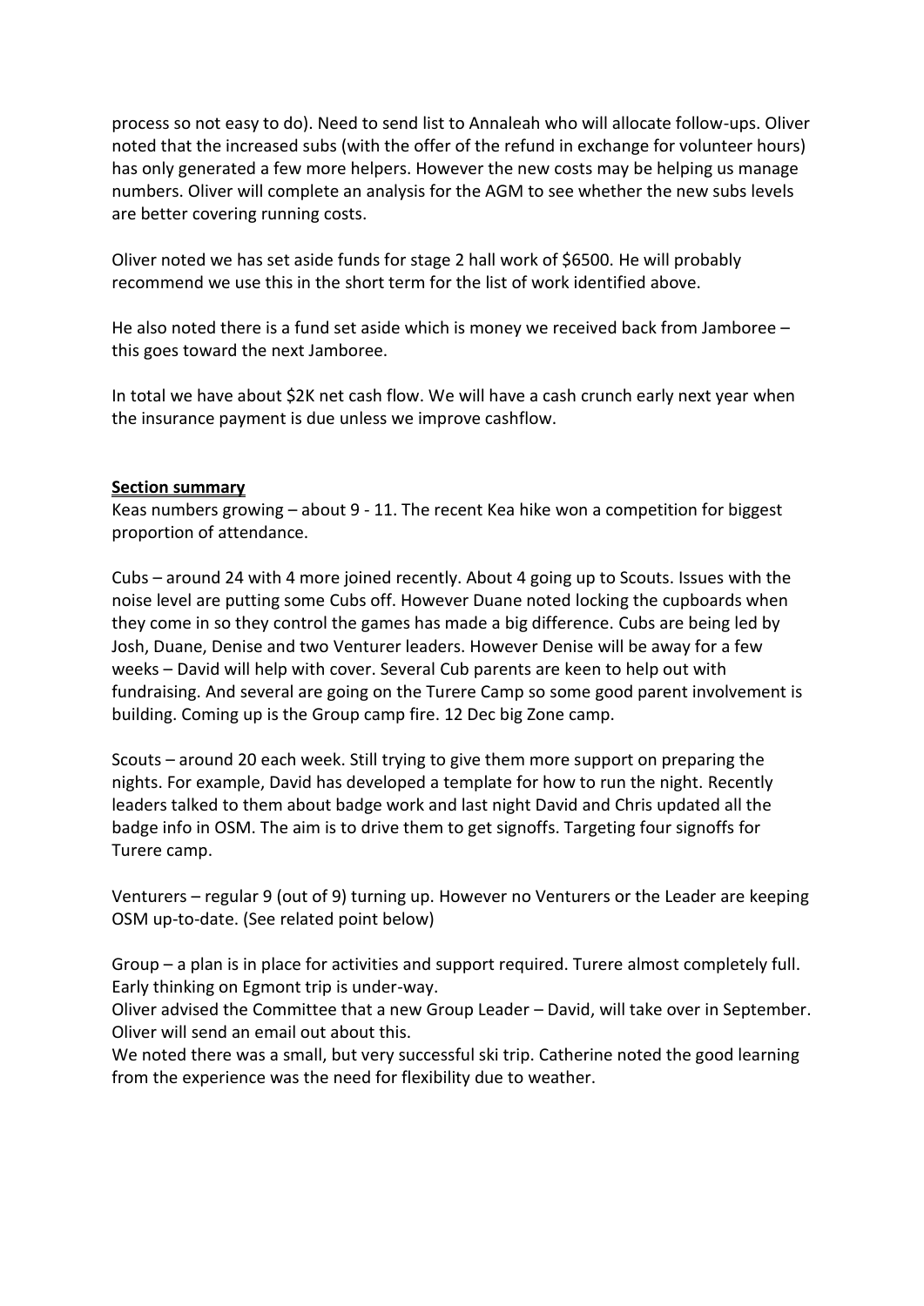process so not easy to do). Need to send list to Annaleah who will allocate follow-ups. Oliver noted that the increased subs (with the offer of the refund in exchange for volunteer hours) has only generated a few more helpers. However the new costs may be helping us manage numbers. Oliver will complete an analysis for the AGM to see whether the new subs levels are better covering running costs.

Oliver noted we has set aside funds for stage 2 hall work of $6500. He will probably recommend we use this in the short term for the list of work identified above.

He also noted there is a fund set aside which is money we received back from Jamboree – this goes toward the next Jamboree.

In total we have about $2K net cash flow. We will have a cash crunch early next year when the insurance payment is due unless we improve cashflow.

**Section summary**

Keas numbers growing – about 9 - 11. The recent Kea hike won a competition for biggest proportion of attendance.

Cubs – around 24 with 4 more joined recently. About 4 going up to Scouts. Issues with the noise level are putting some Cubs off. However Duane noted locking the cupboards when they come in so they control the games has made a big difference. Cubs are being led by Josh, Duane, Denise and two Venturer leaders. However Denise will be away for a few weeks – David will help with cover. Several Cub parents are keen to help out with fundraising. And several are going on the Turere Camp so some good parent involvement is building. Coming up is the Group camp fire. 12 Dec big Zone camp.

Scouts – around 20 each week. Still trying to give them more support on preparing the nights. For example, David has developed a template for how to run the night. Recently leaders talked to them about badge work and last night David and Chris updated all the badge info in OSM. The aim is to drive them to get signoffs. Targeting four signoffs for Turere camp.

Venturers – regular 9 (out of 9) turning up. However no Venturers or the Leader are keeping OSM up-to-date. (See related point below)

Group – a plan is in place for activities and support required. Turere almost completely full. Early thinking on Egmont trip is under-way.

Oliver advised the Committee that a new Group Leader – David, will take over in September. Oliver will send an email out about this.

We noted there was a small, but very successful ski trip. Catherine noted the good learning from the experience was the need for flexibility due to weather.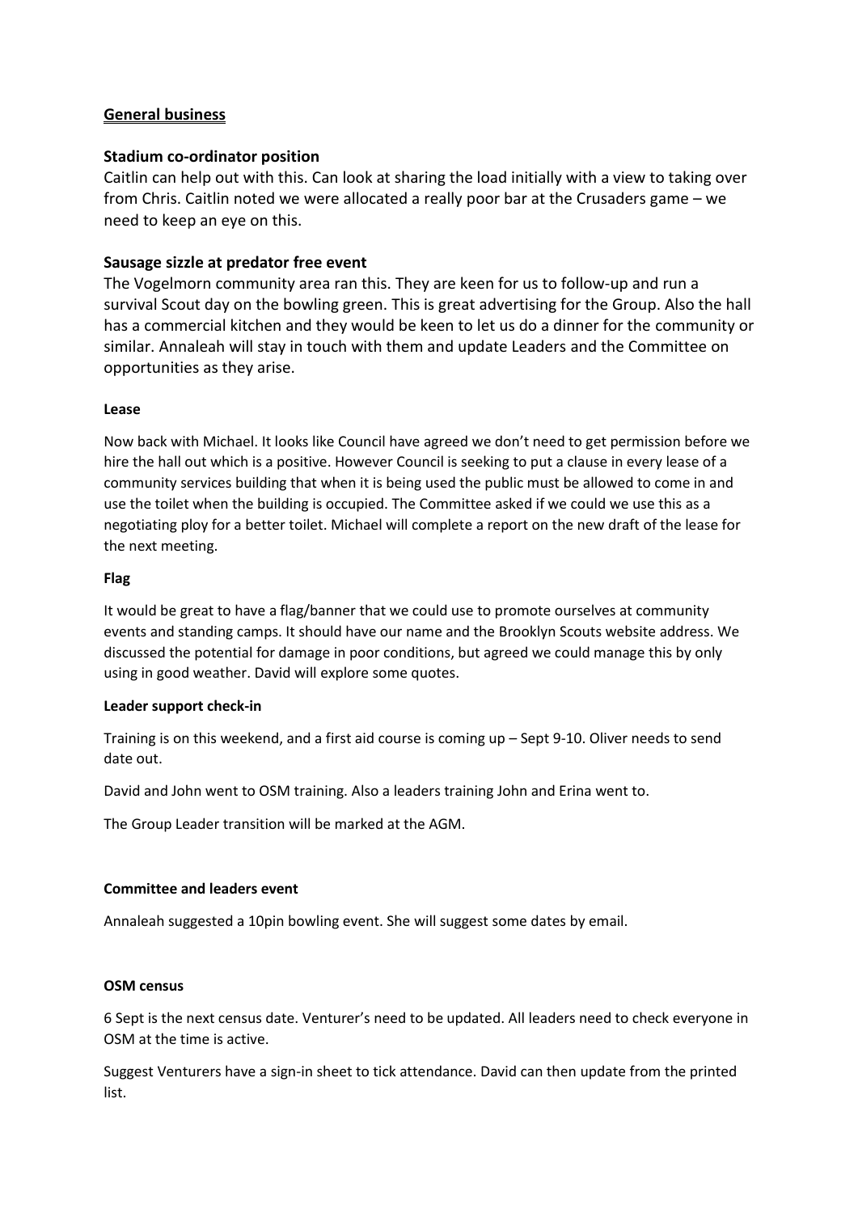## General business

### Stadium co-ordinator position

Caitlin can help out with this. Can look at sharing the load initially with a view to taking over from Chris. Caitlin noted we were allocated a really poor bar at the Crusaders game – we need to keep an eye on this.

### Sausage sizzle at predator free event

The Vogelmorn community area ran this. They are keen for us to follow-up and run a survival Scout day on the bowling green. This is great advertising for the Group. Also the hall has a commercial kitchen and they would be keen to let us do a dinner for the community or similar. Annaleah will stay in touch with them and update Leaders and the Committee on opportunities as they arise.

#### Lease

Now back with Michael. It looks like Council have agreed we don't need to get permission before we hire the hall out which is a positive. However Council is seeking to put a clause in every lease of a community services building that when it is being used the public must be allowed to come in and use the toilet when the building is occupied. The Committee asked if we could we use this as a negotiating ploy for a better toilet. Michael will complete a report on the new draft of the lease for the next meeting.

#### Flag

It would be great to have a flag/banner that we could use to promote ourselves at community events and standing camps. It should have our name and the Brooklyn Scouts website address. We discussed the potential for damage in poor conditions, but agreed we could manage this by only using in good weather. David will explore some quotes.

#### Leader support check-in

Training is on this weekend, and a first aid course is coming up – Sept 9-10. Oliver needs to send date out.

David and John went to OSM training. Also a leaders training John and Erina went to.

The Group Leader transition will be marked at the AGM.

#### Committee and leaders event

Annaleah suggested a 10pin bowling event. She will suggest some dates by email.

#### OSM census

6 Sept is the next census date. Venturer's need to be updated. All leaders need to check everyone in OSM at the time is active.

Suggest Venturers have a sign-in sheet to tick attendance. David can then update from the printed list.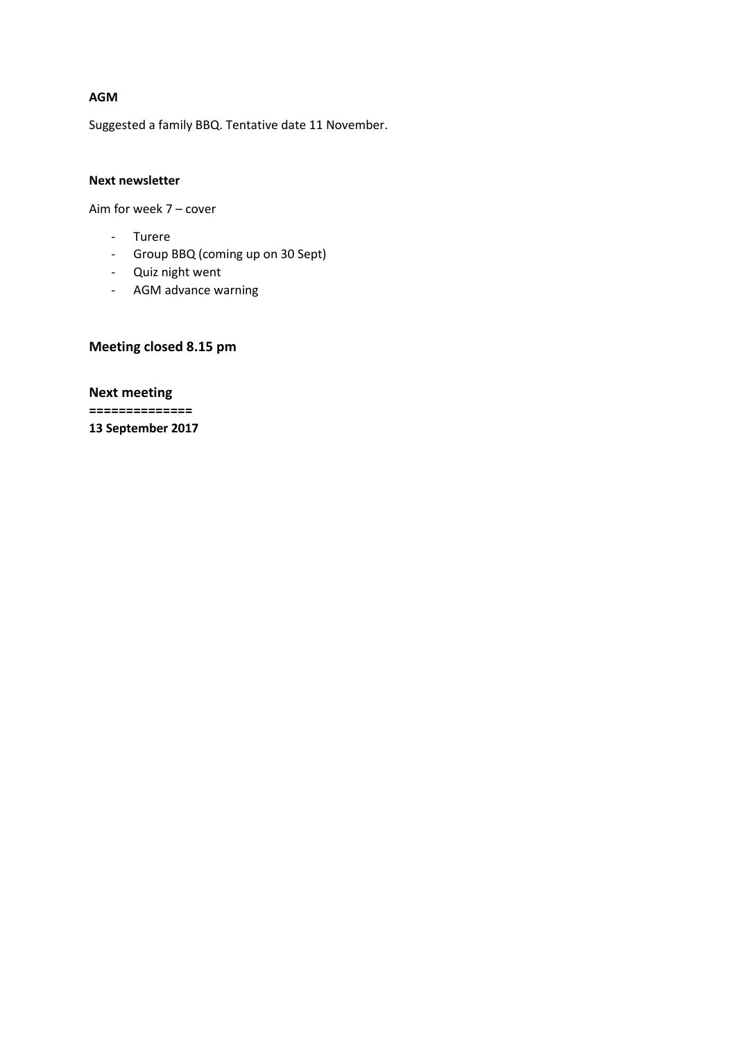**AGM**

Suggested a family BBQ. Tentative date 11 November.

**Next newsletter**

Aim for week 7 – cover

- Turere
- Group BBQ (coming up on 30 Sept)
- Quiz night went
- AGM advance warning

## Meeting closed 8.15 pm

## Next meeting

**==============**
**13 September 2017**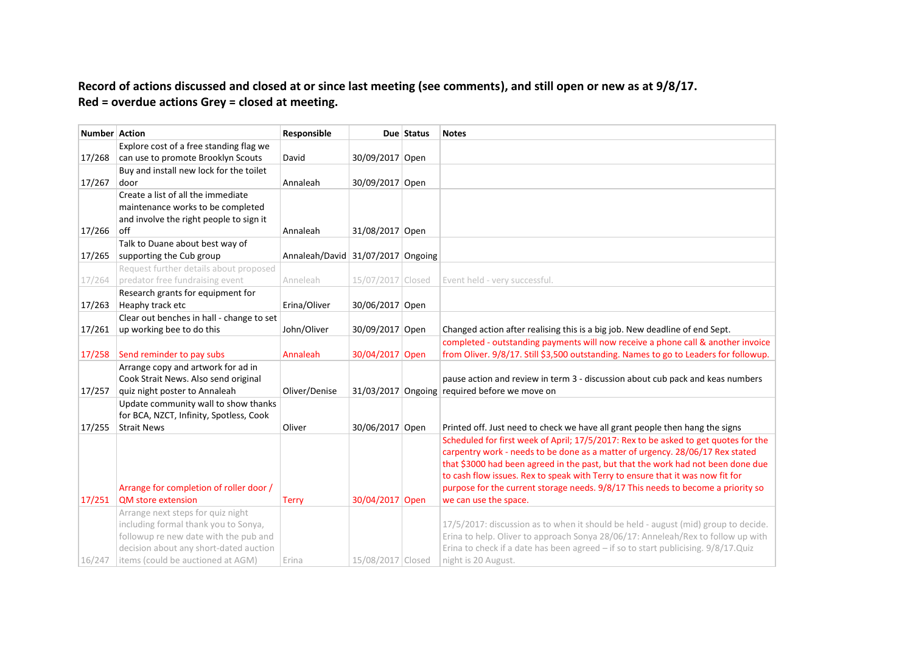**Record of actions discussed and closed at or since last meeting (see comments), and still open or new as at 9/8/17.**
**Red = overdue actions Grey = closed at meeting.**

| Number | Action | Responsible | Due | Status | Notes |
|---|---|---|---|---|---|
| 17/268 | Explore cost of a free standing flag we can use to promote Brooklyn Scouts | David | 30/09/2017 | Open | |
| 17/267 | Buy and install new lock for the toilet door | Annaleah | 30/09/2017 | Open | |
| 17/266 | Create a list of all the immediate maintenance works to be completed and involve the right people to sign it off | Annaleah | 31/08/2017 | Open | |
| 17/265 | Talk to Duane about best way of supporting the Cub group | Annaleah/David | 31/07/2017 | Ongoing | |
| 17/264 | Request further details about proposed predator free fundraising event | Anneleah | 15/07/2017 | Closed | Event held - very successful. |
| 17/263 | Research grants for equipment for Heaphy track etc | Erina/Oliver | 30/06/2017 | Open | |
| 17/261 | Clear out benches in hall - change to set up working bee to do this | John/Oliver | 30/09/2017 | Open | Changed action after realising this is a big job. New deadline of end Sept. |
| 17/258 | Send reminder to pay subs | Annaleah | 30/04/2017 | Open | completed - outstanding payments will now receive a phone call & another invoice from Oliver. 9/8/17. Still $3,500 outstanding. Names to go to Leaders for followup. |
| 17/257 | Arrange copy and artwork for ad in Cook Strait News. Also send original quiz night poster to Annaleah | Oliver/Denise | 31/03/2017 | Ongoing | pause action and review in term 3 - discussion about cub pack and keas numbers required before we move on |
| 17/255 | Update community wall to show thanks for BCA, NZCT, Infinity, Spotless, Cook Strait News | Oliver | 30/06/2017 | Open | Printed off. Just need to check we have all grant people then hang the signs |
| 17/251 | Arrange for completion of roller door / QM store extension | Terry | 30/04/2017 | Open | Scheduled for first week of April; 17/5/2017: Rex to be asked to get quotes for the carpentry work - needs to be done as a matter of urgency. 28/06/17 Rex stated that $3000 had been agreed in the past, but that the work had not been done due to cash flow issues. Rex to speak with Terry to ensure that it was now fit for purpose for the current storage needs. 9/8/17 This needs to become a priority so we can use the space. |
| 16/247 | Arrange next steps for quiz night including formal thank you to Sonya, followup re new date with the pub and decision about any short-dated auction items (could be auctioned at AGM) | Erina | 15/08/2017 | Closed | 17/5/2017: discussion as to when it should be held - august (mid) group to decide. Erina to help. Oliver to approach Sonya 28/06/17: Anneleah/Rex to follow up with Erina to check if a date has been agreed – if so to start publicising. 9/8/17.Quiz night is 20 August. |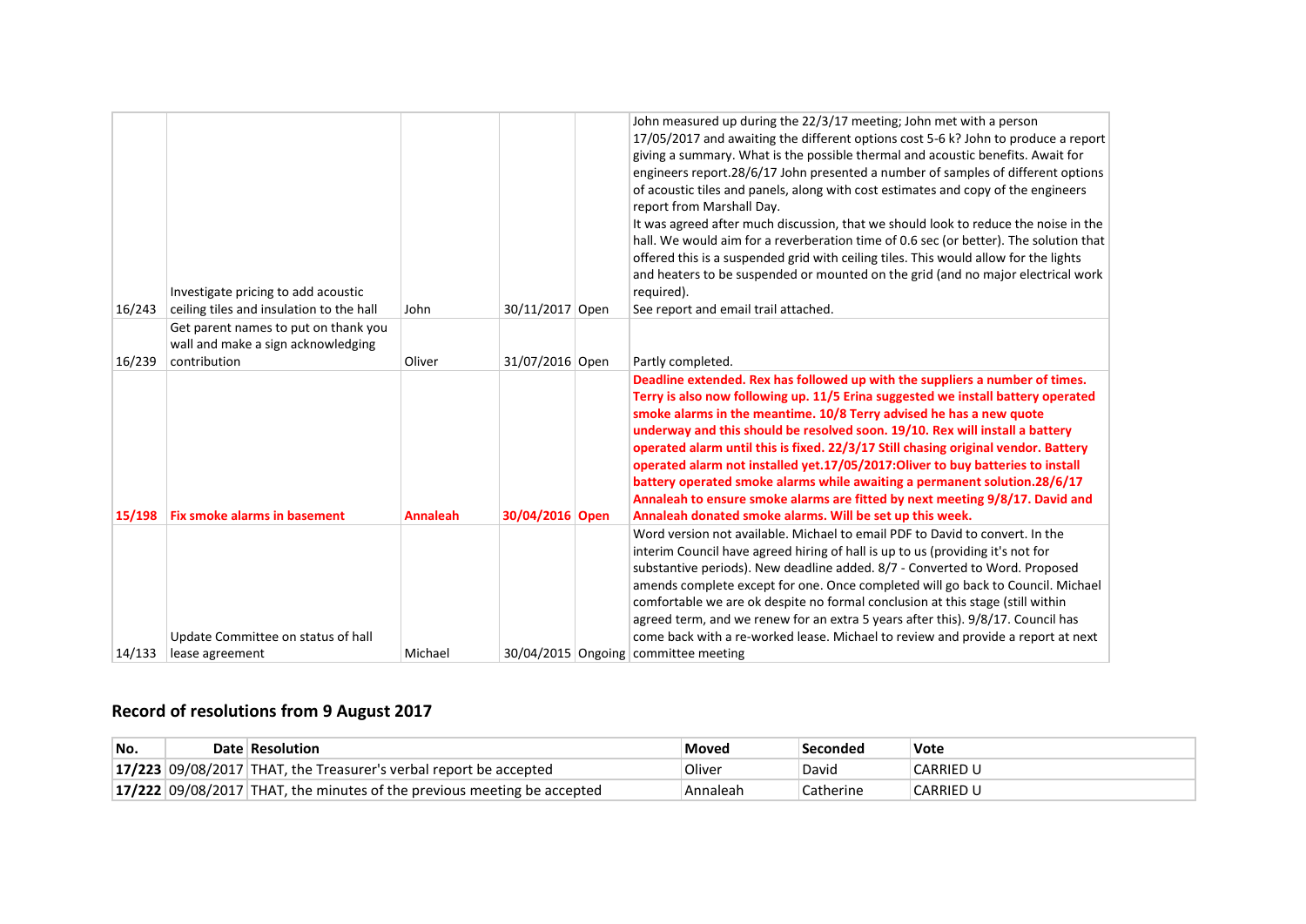| 16/243 | Investigate pricing to add acoustic ceiling tiles and insulation to the hall | John | 30/11/2017 | Open | John measured up during the 22/3/17 meeting; John met with a person 17/05/2017 and awaiting the different options cost 5-6 k? John to produce a report giving a summary. What is the possible thermal and acoustic benefits. Await for engineers report.28/6/17 John presented a number of samples of different options of acoustic tiles and panels, along with cost estimates and copy of the engineers report from Marshall Day. It was agreed after much discussion, that we should look to reduce the noise in the hall. We would aim for a reverberation time of 0.6 sec (or better). The solution that offered this is a suspended grid with ceiling tiles. This would allow for the lights and heaters to be suspended or mounted on the grid (and no major electrical work required). See report and email trail attached. |
|---|---|---|---|---|---|
| 16/239 | Get parent names to put on thank you wall and make a sign acknowledging contribution | Oliver | 31/07/2016 | Open | Partly completed. |
| **15/198** | **Fix smoke alarms in basement** | **Annaleah** | **30/04/2016** | **Open** | **Deadline extended. Rex has followed up with the suppliers a number of times. Terry is also now following up. 11/5 Erina suggested we install battery operated smoke alarms in the meantime. 10/8 Terry advised he has a new quote underway and this should be resolved soon. 19/10. Rex will install a battery operated alarm until this is fixed. 22/3/17 Still chasing original vendor. Battery operated alarm not installed yet.17/05/2017:Oliver to buy batteries to install battery operated smoke alarms while awaiting a permanent solution.28/6/17 Annaleah to ensure smoke alarms are fitted by next meeting 9/8/17. David and Annaleah donated smoke alarms. Will be set up this week.** |
| 14/133 | Update Committee on status of hall lease agreement | Michael | 30/04/2015 | Ongoing | Word version not available. Michael to email PDF to David to convert. In the interim Council have agreed hiring of hall is up to us (providing it's not for substantive periods). New deadline added. 8/7 - Converted to Word. Proposed amends complete except for one. Once completed will go back to Council. Michael comfortable we are ok despite no formal conclusion at this stage (still within agreed term, and we renew for an extra 5 years after this). 9/8/17. Council has come back with a re-worked lease. Michael to review and provide a report at next committee meeting |

## Record of resolutions from 9 August 2017

| No. | Date | Resolution | Moved | Seconded | Vote |
|---|---|---|---|---|---|
| **17/223** | 09/08/2017 | THAT, the Treasurer's verbal report be accepted | Oliver | David | CARRIED U |
| **17/222** | 09/08/2017 | THAT, the minutes of the previous meeting be accepted | Annaleah | Catherine | CARRIED U |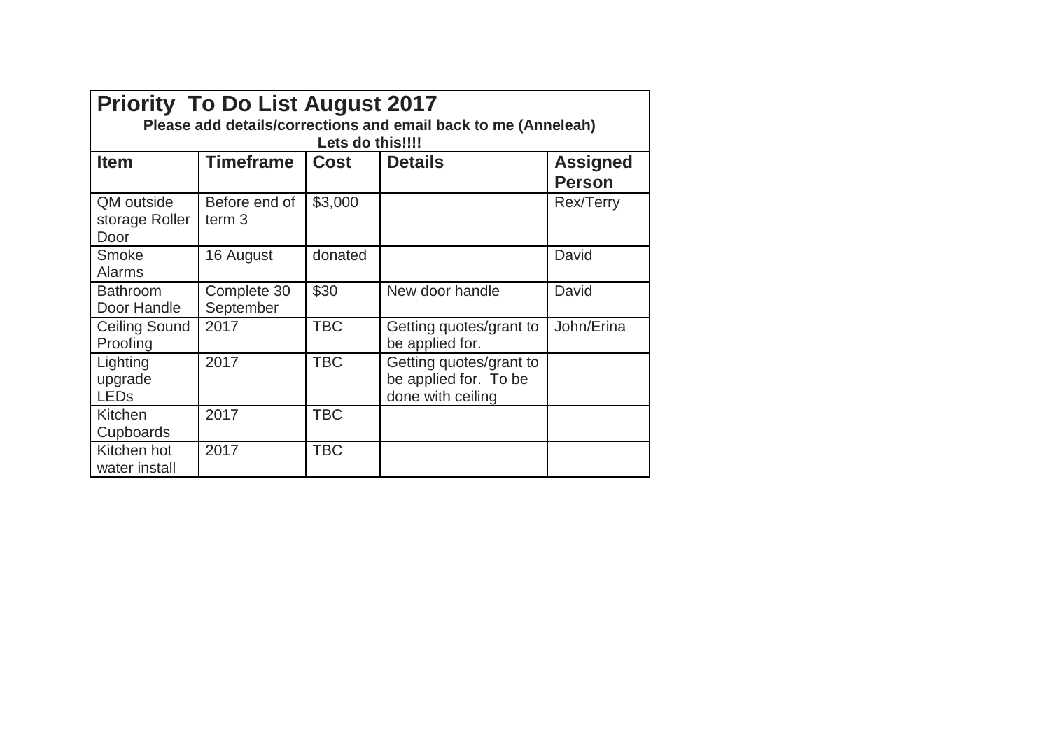## Priority To Do List August 2017

**Please add details/corrections and email back to me (Anneleah)**

**Lets do this!!!!**

| Item | Timeframe | Cost | Details | Assigned Person |
| --- | --- | --- | --- | --- |
| QM outside storage Roller Door | Before end of term 3 | $3,000 | | Rex/Terry |
| Smoke Alarms | 16 August | donated | | David |
| Bathroom Door Handle | Complete 30 September | $30 | New door handle | David |
| Ceiling Sound Proofing | 2017 | TBC | Getting quotes/grant to be applied for. | John/Erina |
| Lighting upgrade LEDs | 2017 | TBC | Getting quotes/grant to be applied for. To be done with ceiling | |
| Kitchen Cupboards | 2017 | TBC | | |
| Kitchen hot water install | 2017 | TBC | | |